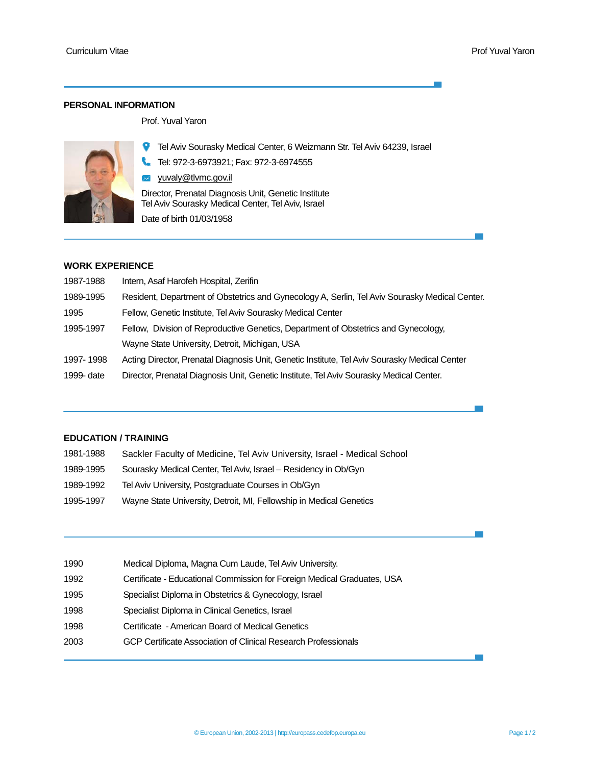## PERSONAL INFORMATION

Prof. Yuval Yaron

Tel Aviv Sourasky Medical Center, 6 Weizmann Str. Tel Aviv 64239, Israel

Tel: 972-3-6973921; Fax: 972-3-6974555

yuvaly@tlvmc.gov.il

Director, Prenatal Diagnosis Unit, Genetic Institute
Tel Aviv Sourasky Medical Center, Tel Aviv, Israel

Date of birth 01/03/1958

## WORK EXPERIENCE

| | |
|---|---|
| 1987-1988 | Intern, Asaf Harofeh Hospital, Zerifin |
| 1989-1995 | Resident, Department of Obstetrics and Gynecology A, Serlin, Tel Aviv Sourasky Medical Center. |
| 1995 | Fellow, Genetic Institute, Tel Aviv Sourasky Medical Center |
| 1995-1997 | Fellow, Division of Reproductive Genetics, Department of Obstetrics and Gynecology, Wayne State University, Detroit, Michigan, USA |
| 1997- 1998 | Acting Director, Prenatal Diagnosis Unit, Genetic Institute, Tel Aviv Sourasky Medical Center |
| 1999- date | Director, Prenatal Diagnosis Unit, Genetic Institute, Tel Aviv Sourasky Medical Center. |

## EDUCATION / TRAINING

| | |
|---|---|
| 1981-1988 | Sackler Faculty of Medicine, Tel Aviv University, Israel - Medical School |
| 1989-1995 | Sourasky Medical Center, Tel Aviv, Israel – Residency in Ob/Gyn |
| 1989-1992 | Tel Aviv University, Postgraduate Courses in Ob/Gyn |
| 1995-1997 | Wayne State University, Detroit, MI, Fellowship in Medical Genetics |

| | |
|---|---|
| 1990 | Medical Diploma, Magna Cum Laude, Tel Aviv University. |
| 1992 | Certificate - Educational Commission for Foreign Medical Graduates, USA |
| 1995 | Specialist Diploma in Obstetrics & Gynecology, Israel |
| 1998 | Specialist Diploma in Clinical Genetics, Israel |
| 1998 | Certificate - American Board of Medical Genetics |
| 2003 | GCP Certificate Association of Clinical Research Professionals |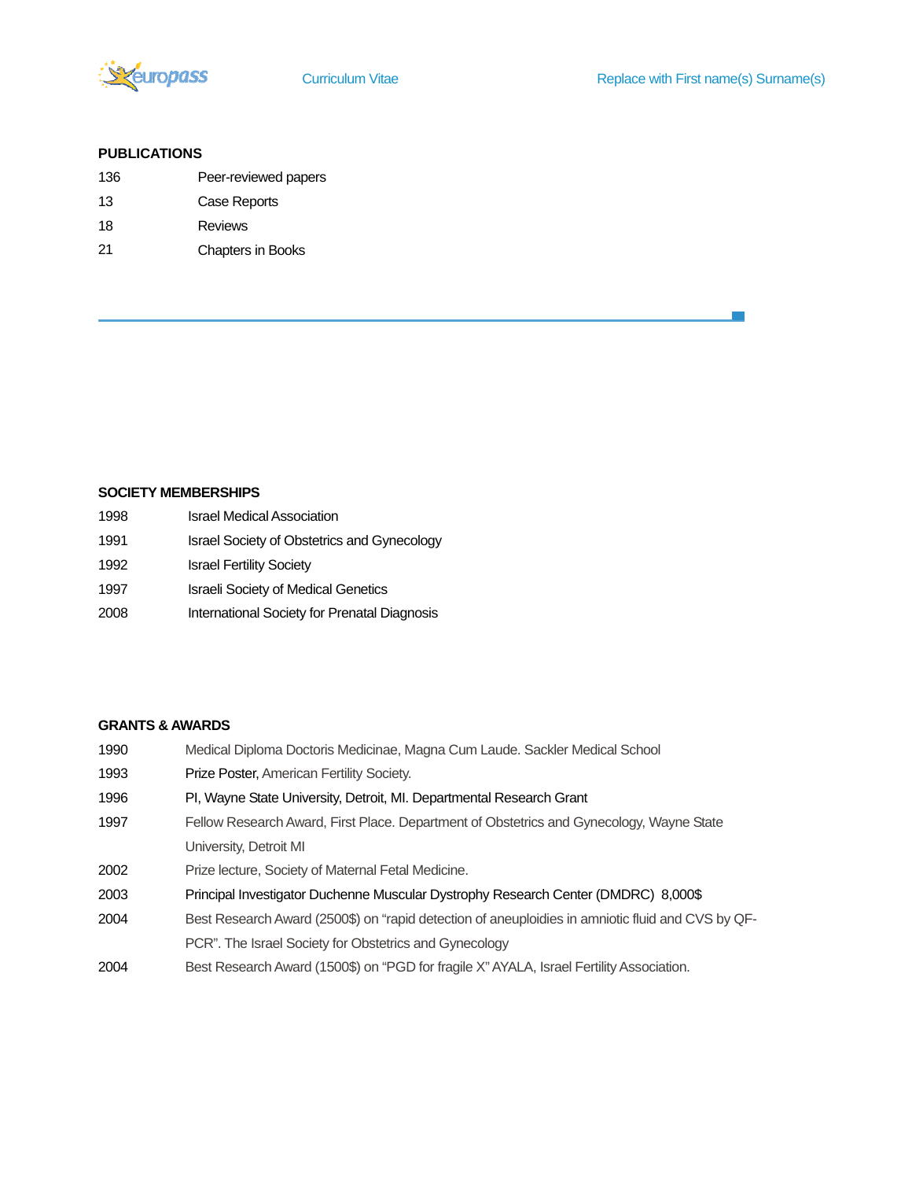## PUBLICATIONS

| | |
|---|---|
| 136 | Peer-reviewed papers |
| 13 | Case Reports |
| 18 | Reviews |
| 21 | Chapters in Books |

## SOCIETY MEMBERSHIPS

| | |
|---|---|
| 1998 | Israel Medical Association |
| 1991 | Israel Society of Obstetrics and Gynecology |
| 1992 | Israel Fertility Society |
| 1997 | Israeli Society of Medical Genetics |
| 2008 | International Society for Prenatal Diagnosis |

## GRANTS & AWARDS

| | |
|---|---|
| 1990 | Medical Diploma Doctoris Medicinae, Magna Cum Laude. Sackler Medical School |
| 1993 | Prize Poster, American Fertility Society. |
| 1996 | PI, Wayne State University, Detroit, MI. Departmental Research Grant |
| 1997 | Fellow Research Award, First Place. Department of Obstetrics and Gynecology, Wayne State University, Detroit MI |
| 2002 | Prize lecture, Society of Maternal Fetal Medicine. |
| 2003 | Principal Investigator Duchenne Muscular Dystrophy Research Center (DMDRC) 8,000$ |
| 2004 | Best Research Award (2500$) on "rapid detection of aneuploidies in amniotic fluid and CVS by QF-PCR". The Israel Society for Obstetrics and Gynecology |
| 2004 | Best Research Award (1500$) on "PGD for fragile X" AYALA, Israel Fertility Association. |